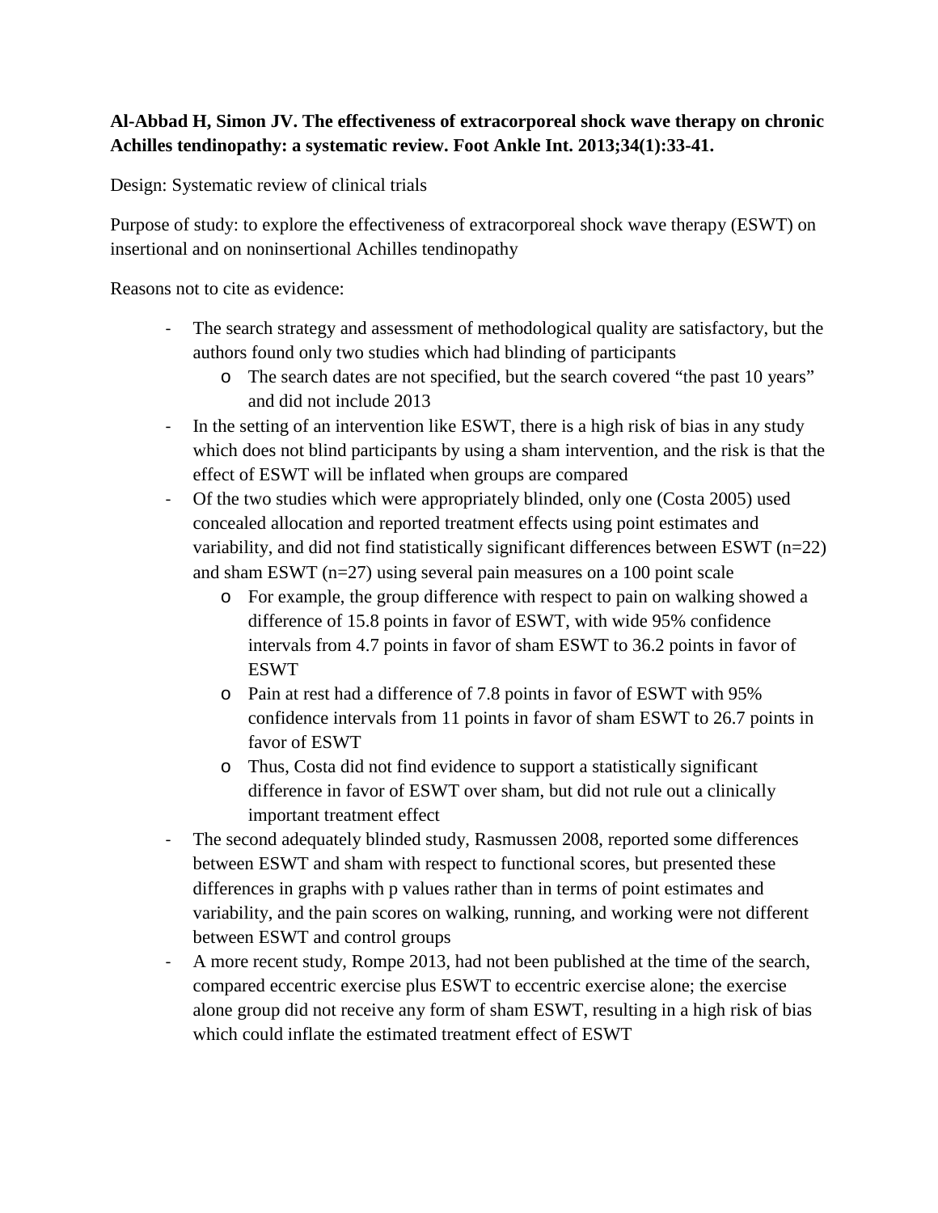**Al-Abbad H, Simon JV. The effectiveness of extracorporeal shock wave therapy on chronic Achilles tendinopathy: a systematic review. Foot Ankle Int. 2013;34(1):33-41.**

Design: Systematic review of clinical trials

Purpose of study: to explore the effectiveness of extracorporeal shock wave therapy (ESWT) on insertional and on noninsertional Achilles tendinopathy

Reasons not to cite as evidence:

- The search strategy and assessment of methodological quality are satisfactory, but the authors found only two studies which had blinding of participants
  - The search dates are not specified, but the search covered "the past 10 years" and did not include 2013
- In the setting of an intervention like ESWT, there is a high risk of bias in any study which does not blind participants by using a sham intervention, and the risk is that the effect of ESWT will be inflated when groups are compared
- Of the two studies which were appropriately blinded, only one (Costa 2005) used concealed allocation and reported treatment effects using point estimates and variability, and did not find statistically significant differences between ESWT (n=22) and sham ESWT (n=27) using several pain measures on a 100 point scale
  - For example, the group difference with respect to pain on walking showed a difference of 15.8 points in favor of ESWT, with wide 95% confidence intervals from 4.7 points in favor of sham ESWT to 36.2 points in favor of ESWT
  - Pain at rest had a difference of 7.8 points in favor of ESWT with 95% confidence intervals from 11 points in favor of sham ESWT to 26.7 points in favor of ESWT
  - Thus, Costa did not find evidence to support a statistically significant difference in favor of ESWT over sham, but did not rule out a clinically important treatment effect
- The second adequately blinded study, Rasmussen 2008, reported some differences between ESWT and sham with respect to functional scores, but presented these differences in graphs with p values rather than in terms of point estimates and variability, and the pain scores on walking, running, and working were not different between ESWT and control groups
- A more recent study, Rompe 2013, had not been published at the time of the search, compared eccentric exercise plus ESWT to eccentric exercise alone; the exercise alone group did not receive any form of sham ESWT, resulting in a high risk of bias which could inflate the estimated treatment effect of ESWT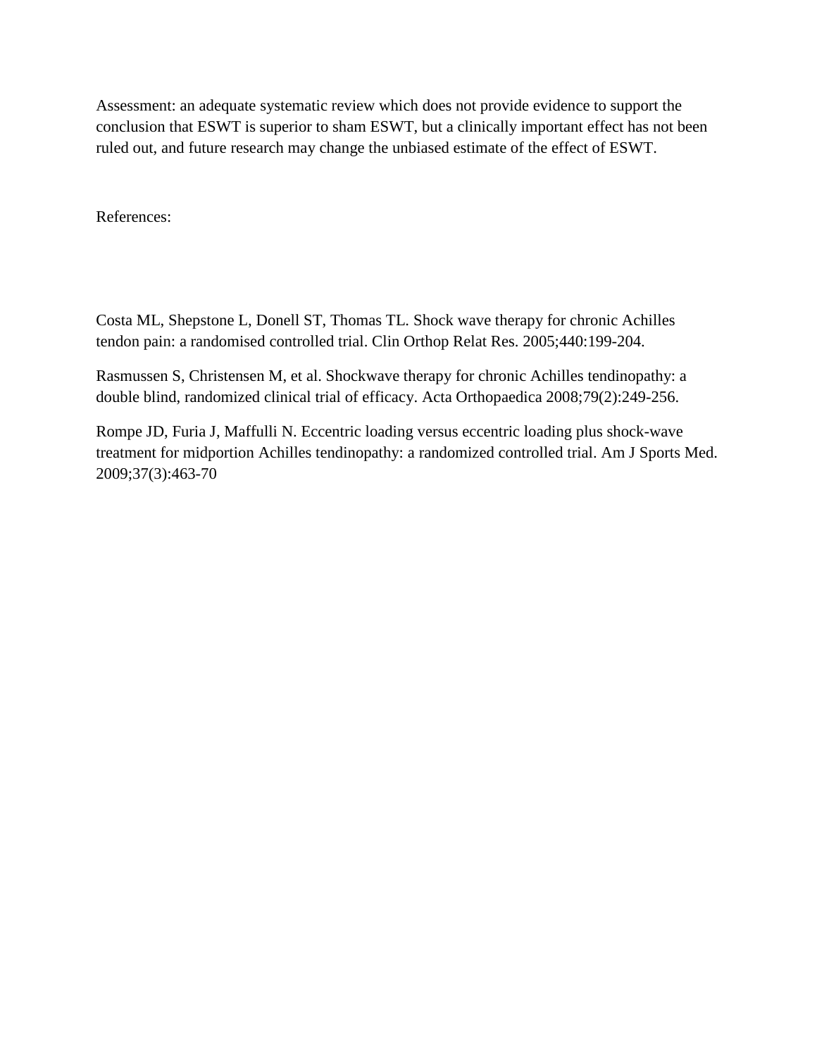Assessment: an adequate systematic review which does not provide evidence to support the conclusion that ESWT is superior to sham ESWT, but a clinically important effect has not been ruled out, and future research may change the unbiased estimate of the effect of ESWT.

References:

Costa ML, Shepstone L, Donell ST, Thomas TL. Shock wave therapy for chronic Achilles tendon pain: a randomised controlled trial. Clin Orthop Relat Res. 2005;440:199-204.

Rasmussen S, Christensen M, et al. Shockwave therapy for chronic Achilles tendinopathy: a double blind, randomized clinical trial of efficacy. Acta Orthopaedica 2008;79(2):249-256.

Rompe JD, Furia J, Maffulli N. Eccentric loading versus eccentric loading plus shock-wave treatment for midportion Achilles tendinopathy: a randomized controlled trial. Am J Sports Med. 2009;37(3):463-70